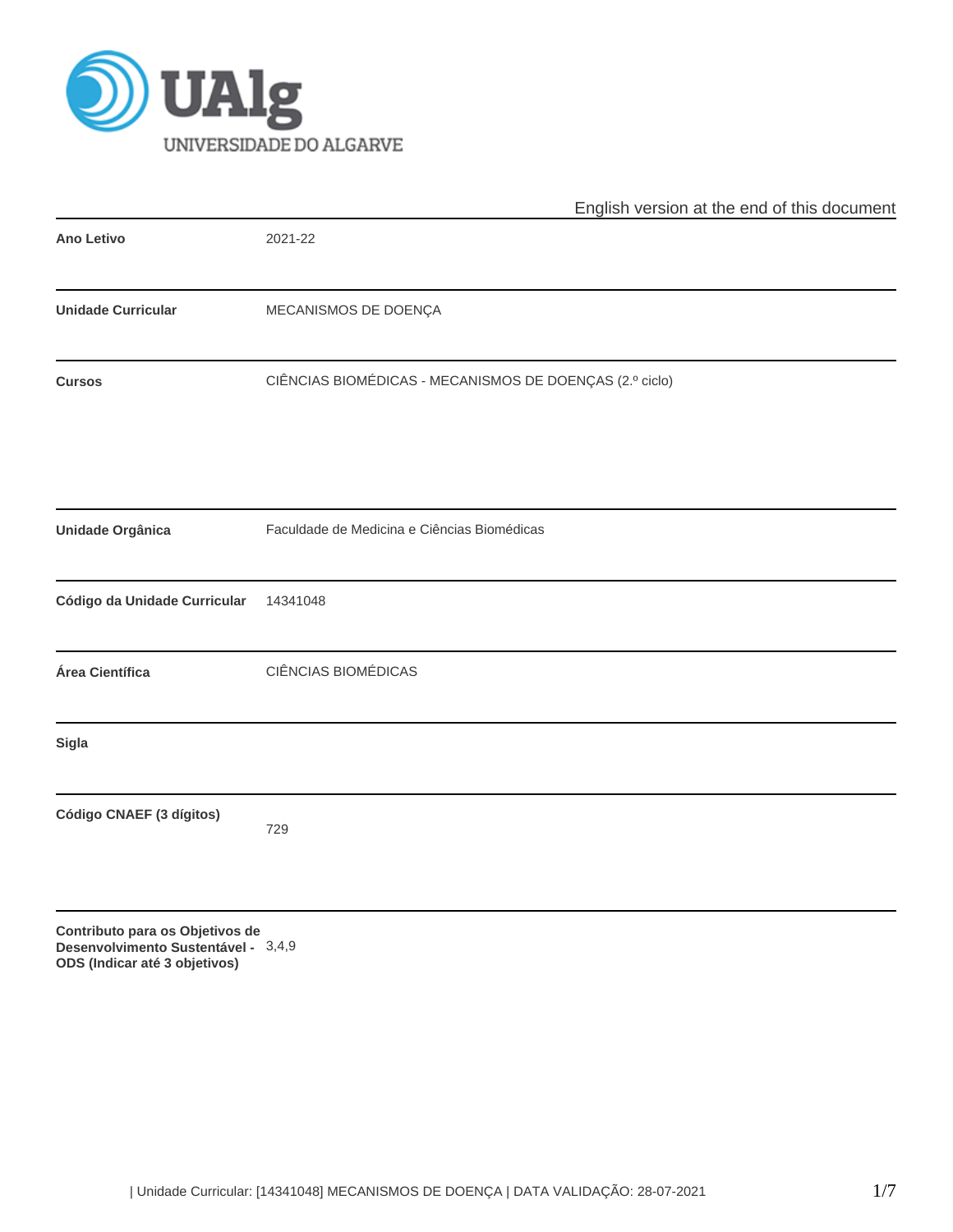English version at the end of this document

| | |
|---|---|
| **Ano Letivo** | 2021-22 |
| **Unidade Curricular** | MECANISMOS DE DOENÇA |
| **Cursos** | CIÊNCIAS BIOMÉDICAS - MECANISMOS DE DOENÇAS (2.º ciclo) |
| **Unidade Orgânica** | Faculdade de Medicina e Ciências Biomédicas |
| **Código da Unidade Curricular** | 14341048 |
| **Área Científica** | CIÊNCIAS BIOMÉDICAS |
| **Sigla** | |
| **Código CNAEF (3 dígitos)** | 729 |
| **Contributo para os Objetivos de Desenvolvimento Sustentável - ODS (Indicar até 3 objetivos)** | 3,4,9 |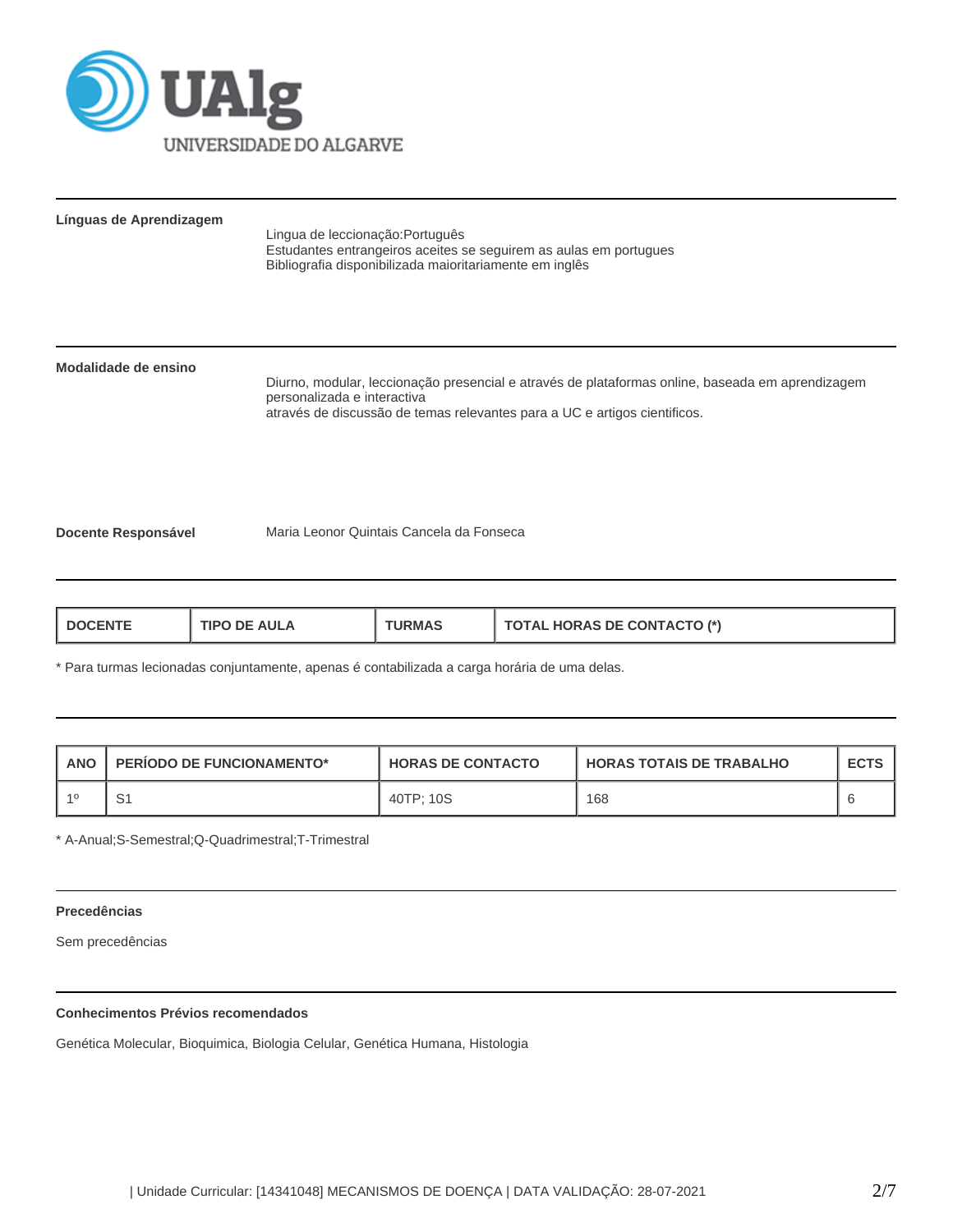**Línguas de Aprendizagem**

Lingua de leccionação:Português
Estudantes entrangeiros aceites se seguirem as aulas em portugues
Bibliografia disponibilizada maioritariamente em inglês

**Modalidade de ensino**

Diurno, modular, leccionação presencial e através de plataformas online, baseada em aprendizagem personalizada e interactiva
através de discussão de temas relevantes para a UC e artigos cientificos.

**Docente Responsável**

Maria Leonor Quintais Cancela da Fonseca

| DOCENTE | TIPO DE AULA | TURMAS | TOTAL HORAS DE CONTACTO (*) |
|---|---|---|---|

* Para turmas lecionadas conjuntamente, apenas é contabilizada a carga horária de uma delas.

| ANO | PERÍODO DE FUNCIONAMENTO* | HORAS DE CONTACTO | HORAS TOTAIS DE TRABALHO | ECTS |
|---|---|---|---|---|
| 1º | S1 | 40TP; 10S | 168 | 6 |

* A-Anual;S-Semestral;Q-Quadrimestral;T-Trimestral

**Precedências**

Sem precedências

**Conhecimentos Prévios recomendados**

Genética Molecular, Bioquimica, Biologia Celular, Genética Humana, Histologia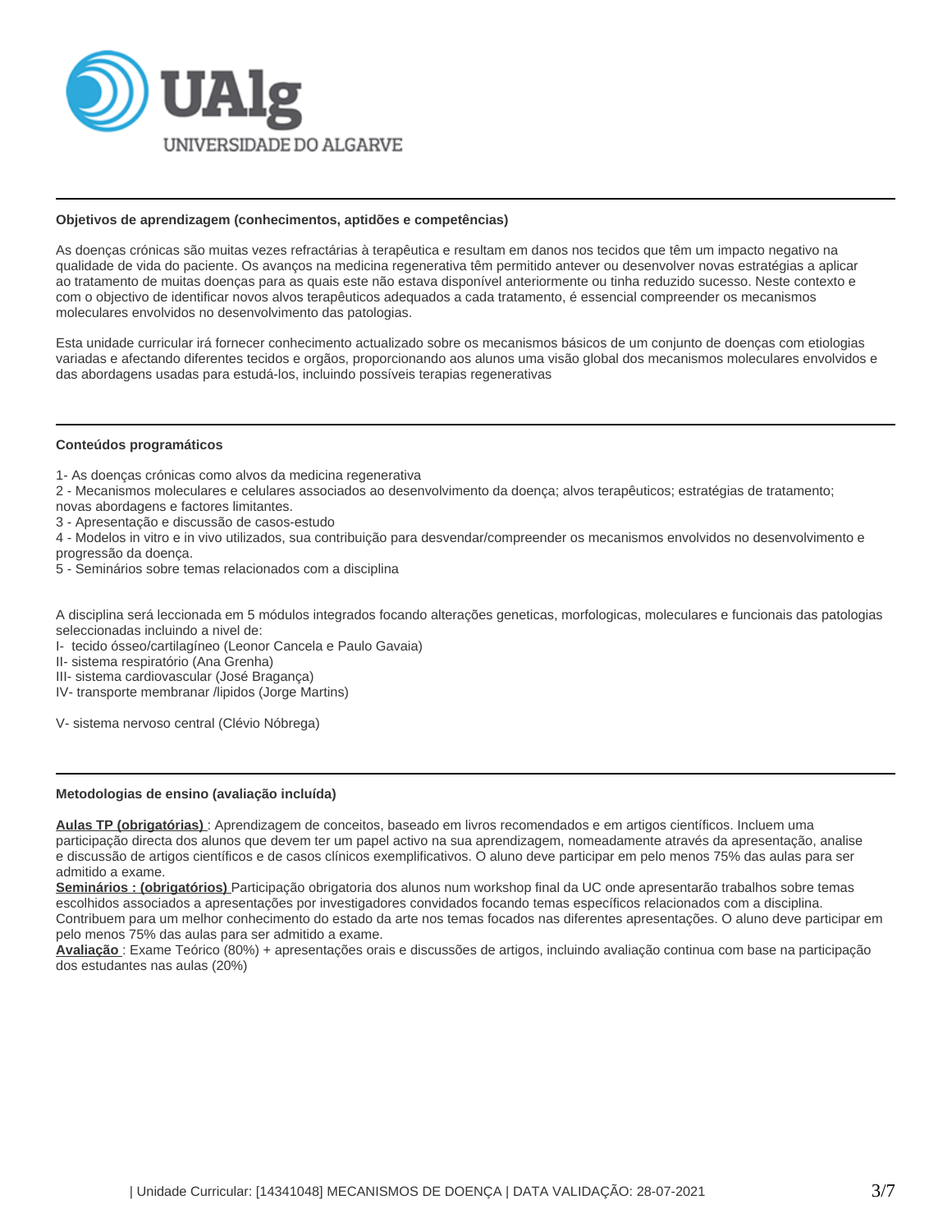### Objetivos de aprendizagem (conhecimentos, aptidões e competências)

As doenças crónicas são muitas vezes refractárias à terapêutica e resultam em danos nos tecidos que têm um impacto negativo na qualidade de vida do paciente. Os avanços na medicina regenerativa têm permitido antever ou desenvolver novas estratégias a aplicar ao tratamento de muitas doenças para as quais este não estava disponível anteriormente ou tinha reduzido sucesso. Neste contexto e com o objectivo de identificar novos alvos terapêuticos adequados a cada tratamento, é essencial compreender os mecanismos moleculares envolvidos no desenvolvimento das patologias.

Esta unidade curricular irá fornecer conhecimento actualizado sobre os mecanismos básicos de um conjunto de doenças com etiologias variadas e afectando diferentes tecidos e orgãos, proporcionando aos alunos uma visão global dos mecanismos moleculares envolvidos e das abordagens usadas para estudá-los, incluindo possíveis terapias regenerativas

### Conteúdos programáticos

1- As doenças crónicas como alvos da medicina regenerativa
2 - Mecanismos moleculares e celulares associados ao desenvolvimento da doença; alvos terapêuticos; estratégias de tratamento; novas abordagens e factores limitantes.
3 - Apresentação e discussão de casos-estudo
4 - Modelos in vitro e in vivo utilizados, sua contribuição para desvendar/compreender os mecanismos envolvidos no desenvolvimento e progressão da doença.
5 - Seminários sobre temas relacionados com a disciplina

A disciplina será leccionada em 5 módulos integrados focando alterações geneticas, morfologicas, moleculares e funcionais das patologias seleccionadas incluindo a nivel de:
I- tecido ósseo/cartilagíneo (Leonor Cancela e Paulo Gavaia)
II- sistema respiratório (Ana Grenha)
III- sistema cardiovascular (José Bragança)
IV- transporte membranar /lipidos (Jorge Martins)

V- sistema nervoso central (Clévio Nóbrega)

### Metodologias de ensino (avaliação incluída)

**Aulas TP (obrigatórias)** : Aprendizagem de conceitos, baseado em livros recomendados e em artigos científicos. Incluem uma participação directa dos alunos que devem ter um papel activo na sua aprendizagem, nomeadamente através da apresentação, analise e discussão de artigos científicos e de casos clínicos exemplificativos. O aluno deve participar em pelo menos 75% das aulas para ser admitido a exame.
**Seminários : (obrigatórios)** Participação obrigatoria dos alunos num workshop final da UC onde apresentarão trabalhos sobre temas escolhidos associados a apresentações por investigadores convidados focando temas específicos relacionados com a disciplina. Contribuem para um melhor conhecimento do estado da arte nos temas focados nas diferentes apresentações. O aluno deve participar em pelo menos 75% das aulas para ser admitido a exame.
**Avaliação** : Exame Teórico (80%) + apresentações orais e discussões de artigos, incluindo avaliação continua com base na participação dos estudantes nas aulas (20%)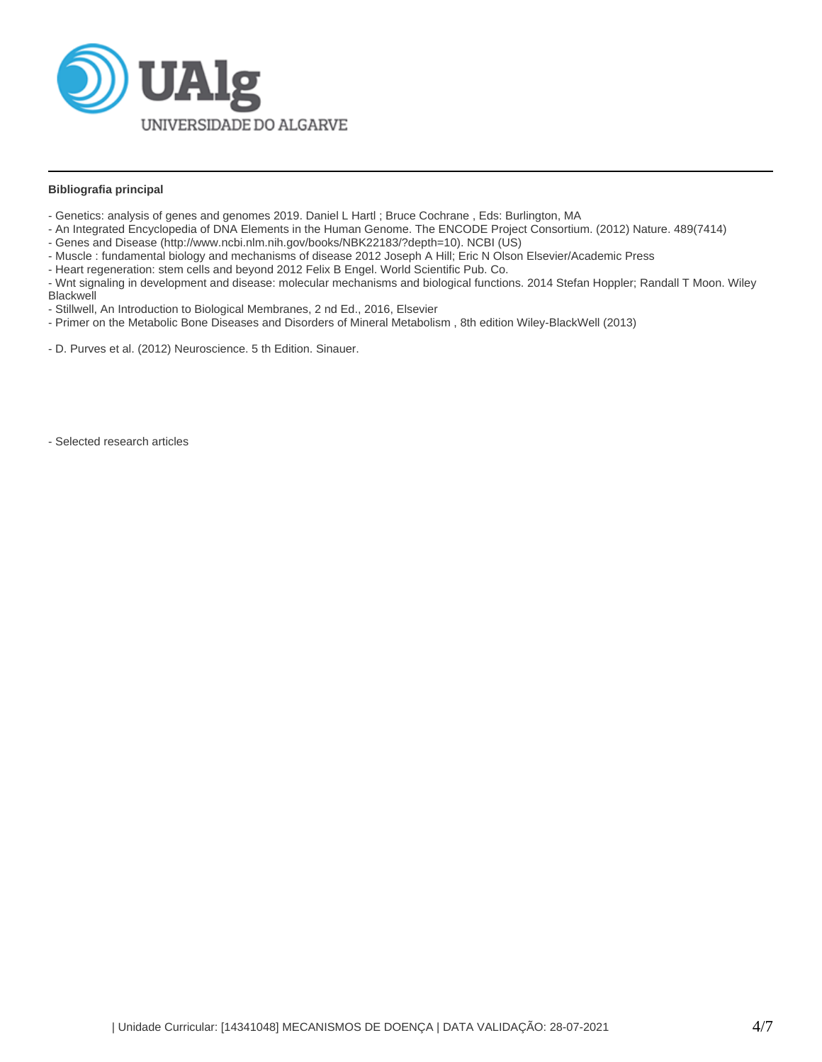**Bibliografia principal**

- Genetics: analysis of genes and genomes 2019. Daniel L Hartl ; Bruce Cochrane , Eds: Burlington, MA
- An Integrated Encyclopedia of DNA Elements in the Human Genome. The ENCODE Project Consortium. (2012) Nature. 489(7414)
- Genes and Disease (http://www.ncbi.nlm.nih.gov/books/NBK22183/?depth=10). NCBI (US)
- Muscle : fundamental biology and mechanisms of disease 2012 Joseph A Hill; Eric N Olson Elsevier/Academic Press
- Heart regeneration: stem cells and beyond 2012 Felix B Engel. World Scientific Pub. Co.
- Wnt signaling in development and disease: molecular mechanisms and biological functions. 2014 Stefan Hoppler; Randall T Moon. Wiley Blackwell
- Stillwell, An Introduction to Biological Membranes, 2 nd Ed., 2016, Elsevier
- Primer on the Metabolic Bone Diseases and Disorders of Mineral Metabolism , 8th edition Wiley-BlackWell (2013)

- D. Purves et al. (2012) Neuroscience. 5 th Edition. Sinauer.

- Selected research articles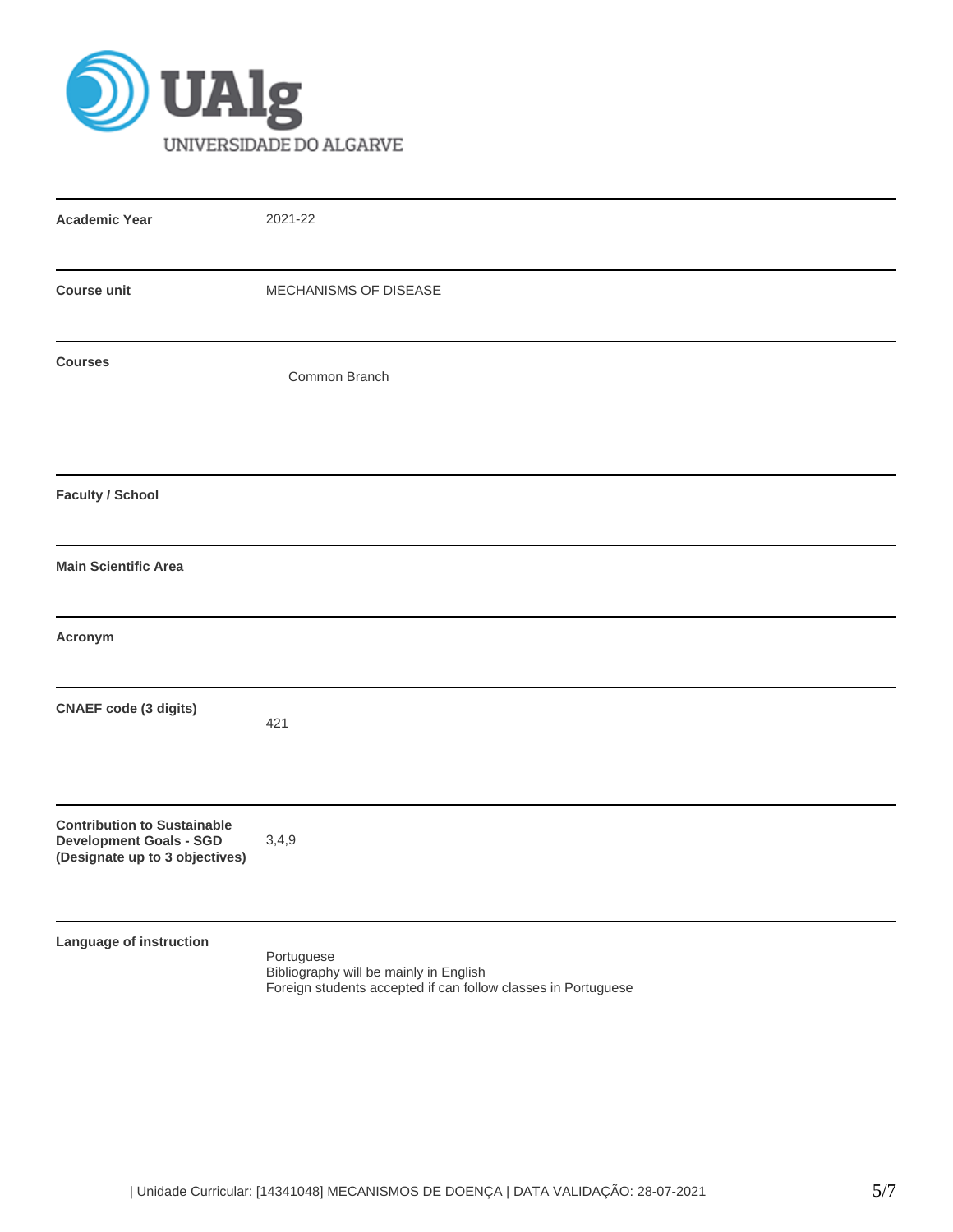| | |
|---|---|
| **Academic Year** | 2021-22 |
| **Course unit** | MECHANISMS OF DISEASE |
| **Courses** | Common Branch |
| **Faculty / School** | |
| **Main Scientific Area** | |
| **Acronym** | |
| **CNAEF code (3 digits)** | 421 |
| **Contribution to Sustainable Development Goals - SGD (Designate up to 3 objectives)** | 3,4,9 |
| **Language of instruction** | Portuguese<br>Bibliography will be mainly in English<br>Foreign students accepted if can follow classes in Portuguese |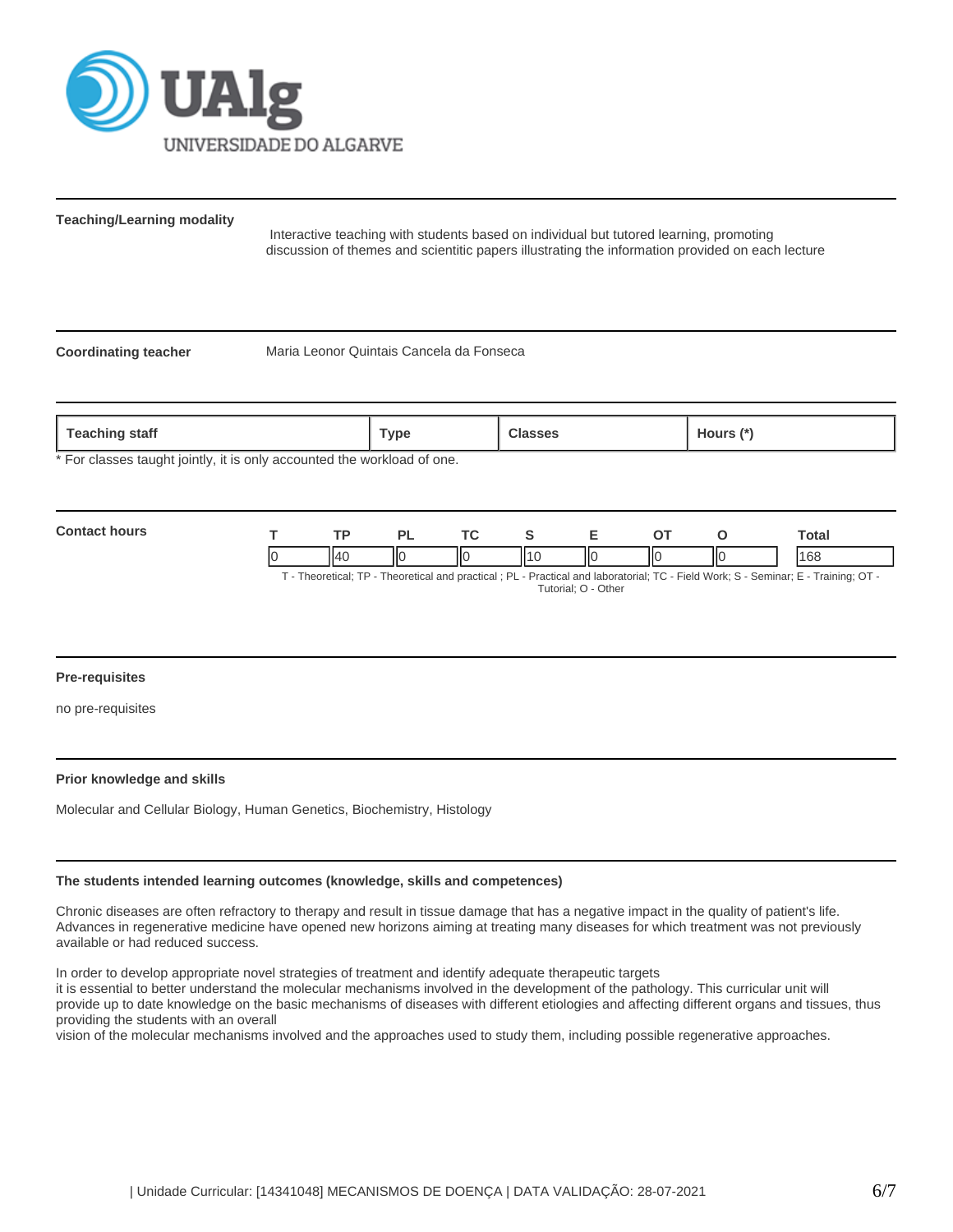**Teaching/Learning modality**

Interactive teaching with students based on individual but tutored learning, promoting discussion of themes and scientitic papers illustrating the information provided on each lecture

**Coordinating teacher**

Maria Leonor Quintais Cancela da Fonseca

| Teaching staff | Type | Classes | Hours (*) |
|---|---|---|---|

* For classes taught jointly, it is only accounted the workload of one.

**Contact hours**

| T | TP | PL | TC | S | E | OT | O | Total |
|---|---|---|---|---|---|---|---|---|
| 0 | 40 | 0 | 0 | 10 | 0 | 0 | 0 | 168 |

T - Theoretical; TP - Theoretical and practical ; PL - Practical and laboratorial; TC - Field Work; S - Seminar; E - Training; OT - Tutorial; O - Other

**Pre-requisites**

no pre-requisites

**Prior knowledge and skills**

Molecular and Cellular Biology, Human Genetics, Biochemistry, Histology

**The students intended learning outcomes (knowledge, skills and competences)**

Chronic diseases are often refractory to therapy and result in tissue damage that has a negative impact in the quality of patient's life. Advances in regenerative medicine have opened new horizons aiming at treating many diseases for which treatment was not previously available or had reduced success.

In order to develop appropriate novel strategies of treatment and identify adequate therapeutic targets it is essential to better understand the molecular mechanisms involved in the development of the pathology. This curricular unit will provide up to date knowledge on the basic mechanisms of diseases with different etiologies and affecting different organs and tissues, thus providing the students with an overall vision of the molecular mechanisms involved and the approaches used to study them, including possible regenerative approaches.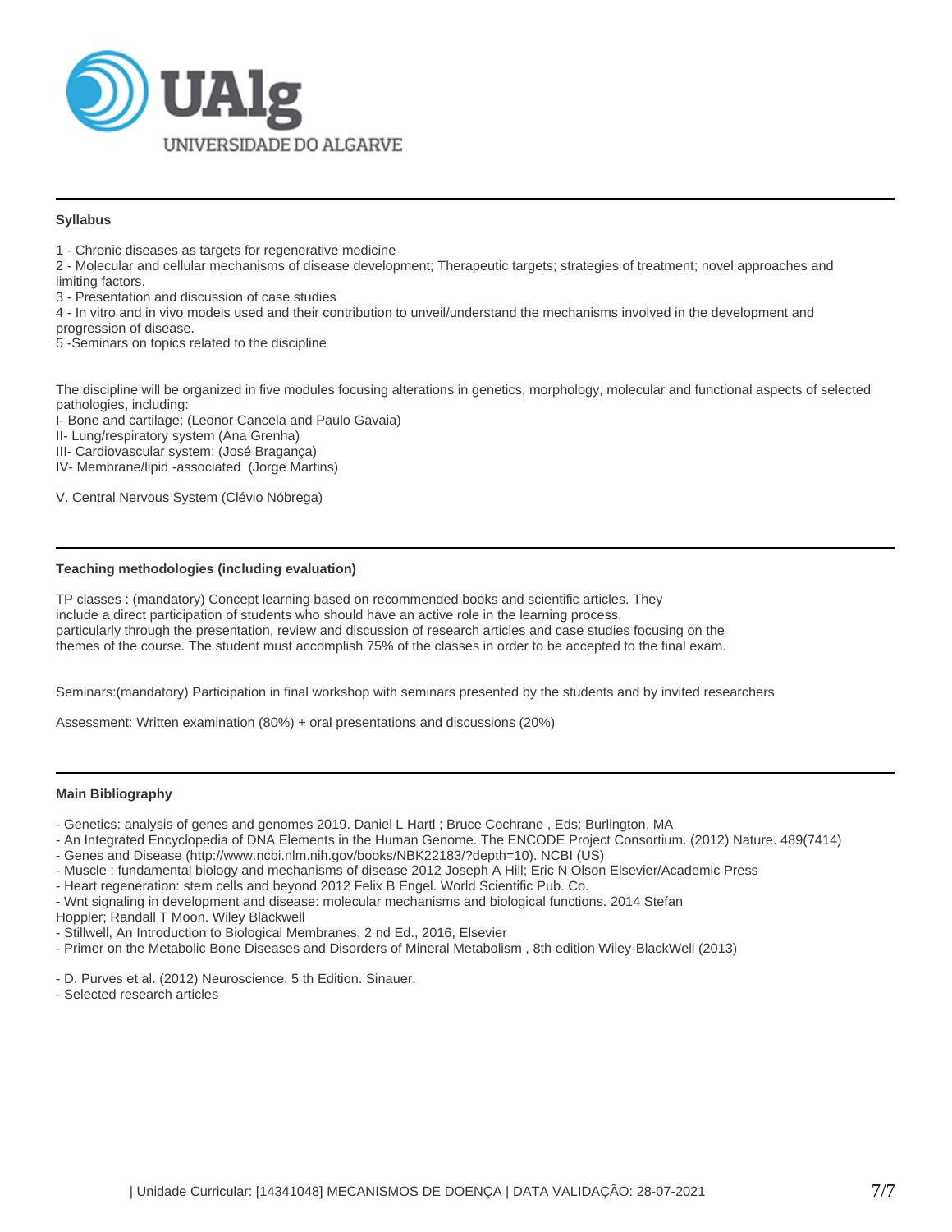### Syllabus

1 - Chronic diseases as targets for regenerative medicine
2 - Molecular and cellular mechanisms of disease development; Therapeutic targets; strategies of treatment; novel approaches and limiting factors.
3 - Presentation and discussion of case studies
4 - In vitro and in vivo models used and their contribution to unveil/understand the mechanisms involved in the development and progression of disease.
5 -Seminars on topics related to the discipline

The discipline will be organized in five modules focusing alterations in genetics, morphology, molecular and functional aspects of selected pathologies, including:
I- Bone and cartilage; (Leonor Cancela and Paulo Gavaia)
II- Lung/respiratory system (Ana Grenha)
III- Cardiovascular system: (José Bragança)
IV- Membrane/lipid -associated (Jorge Martins)

V. Central Nervous System (Clévio Nóbrega)

### Teaching methodologies (including evaluation)

TP classes : (mandatory) Concept learning based on recommended books and scientific articles. They include a direct participation of students who should have an active role in the learning process, particularly through the presentation, review and discussion of research articles and case studies focusing on the themes of the course. The student must accomplish 75% of the classes in order to be accepted to the final exam.

Seminars:(mandatory) Participation in final workshop with seminars presented by the students and by invited researchers

Assessment: Written examination (80%) + oral presentations and discussions (20%)

### Main Bibliography

- Genetics: analysis of genes and genomes 2019. Daniel L Hartl ; Bruce Cochrane , Eds: Burlington, MA
- An Integrated Encyclopedia of DNA Elements in the Human Genome. The ENCODE Project Consortium. (2012) Nature. 489(7414)
- Genes and Disease (http://www.ncbi.nlm.nih.gov/books/NBK22183/?depth=10). NCBI (US)
- Muscle : fundamental biology and mechanisms of disease 2012 Joseph A Hill; Eric N Olson Elsevier/Academic Press
- Heart regeneration: stem cells and beyond 2012 Felix B Engel. World Scientific Pub. Co.
- Wnt signaling in development and disease: molecular mechanisms and biological functions. 2014 Stefan Hoppler; Randall T Moon. Wiley Blackwell
- Stillwell, An Introduction to Biological Membranes, 2 nd Ed., 2016, Elsevier
- Primer on the Metabolic Bone Diseases and Disorders of Mineral Metabolism , 8th edition Wiley-BlackWell (2013)

- D. Purves et al. (2012) Neuroscience. 5 th Edition. Sinauer.
- Selected research articles